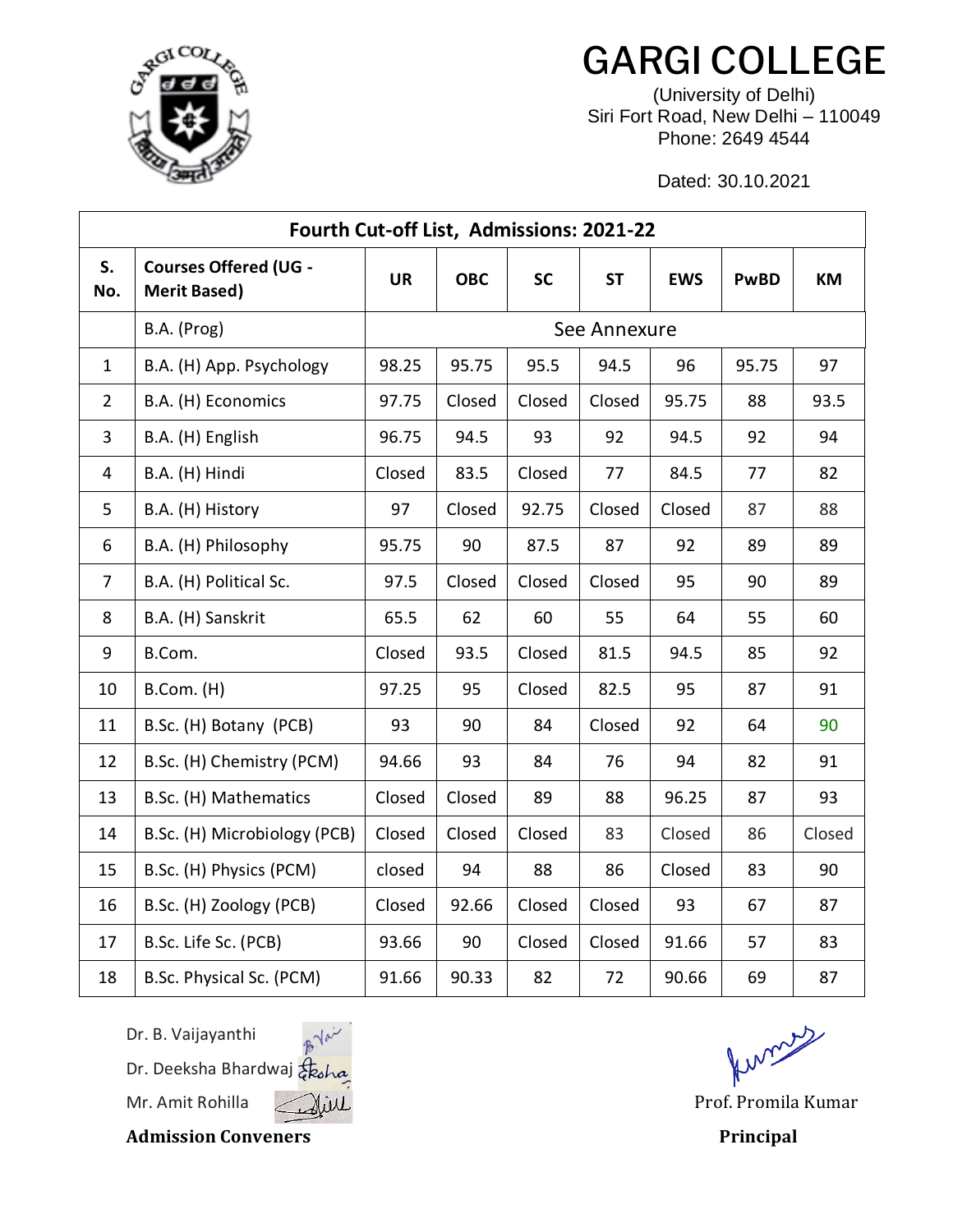# GARGI COLLEGE

(University of Delhi)
Siri Fort Road, New Delhi – 110049
Phone: 2649 4544

Dated: 30.10.2021

| Fourth Cut-off List, Admissions: 2021-22 | | | | | | | | |
|---|---|---|---|---|---|---|---|---|
| **S. No.** | **Courses Offered (UG - Merit Based)** | **UR** | **OBC** | **SC** | **ST** | **EWS** | **PwBD** | **KM** |
| | B.A. (Prog) | See Annexure | | | | | | |
| 1 | B.A. (H) App. Psychology | 98.25 | 95.75 | 95.5 | 94.5 | 96 | 95.75 | 97 |
| 2 | B.A. (H) Economics | 97.75 | Closed | Closed | Closed | 95.75 | 88 | 93.5 |
| 3 | B.A. (H) English | 96.75 | 94.5 | 93 | 92 | 94.5 | 92 | 94 |
| 4 | B.A. (H) Hindi | Closed | 83.5 | Closed | 77 | 84.5 | 77 | 82 |
| 5 | B.A. (H) History | 97 | Closed | 92.75 | Closed | Closed | 87 | 88 |
| 6 | B.A. (H) Philosophy | 95.75 | 90 | 87.5 | 87 | 92 | 89 | 89 |
| 7 | B.A. (H) Political Sc. | 97.5 | Closed | Closed | Closed | 95 | 90 | 89 |
| 8 | B.A. (H) Sanskrit | 65.5 | 62 | 60 | 55 | 64 | 55 | 60 |
| 9 | B.Com. | Closed | 93.5 | Closed | 81.5 | 94.5 | 85 | 92 |
| 10 | B.Com. (H) | 97.25 | 95 | Closed | 82.5 | 95 | 87 | 91 |
| 11 | B.Sc. (H) Botany (PCB) | 93 | 90 | 84 | Closed | 92 | 64 | 90 |
| 12 | B.Sc. (H) Chemistry (PCM) | 94.66 | 93 | 84 | 76 | 94 | 82 | 91 |
| 13 | B.Sc. (H) Mathematics | Closed | Closed | 89 | 88 | 96.25 | 87 | 93 |
| 14 | B.Sc. (H) Microbiology (PCB) | Closed | Closed | Closed | 83 | Closed | 86 | Closed |
| 15 | B.Sc. (H) Physics (PCM) | closed | 94 | 88 | 86 | Closed | 83 | 90 |
| 16 | B.Sc. (H) Zoology (PCB) | Closed | 92.66 | Closed | Closed | 93 | 67 | 87 |
| 17 | B.Sc. Life Sc. (PCB) | 93.66 | 90 | Closed | Closed | 91.66 | 57 | 83 |
| 18 | B.Sc. Physical Sc. (PCM) | 91.66 | 90.33 | 82 | 72 | 90.66 | 69 | 87 |

Dr. B. Vaijayanthi
Dr. Deeksha Bhardwaj
Mr. Amit Rohilla
**Admission Conveners**

Prof. Promila Kumar
**Principal**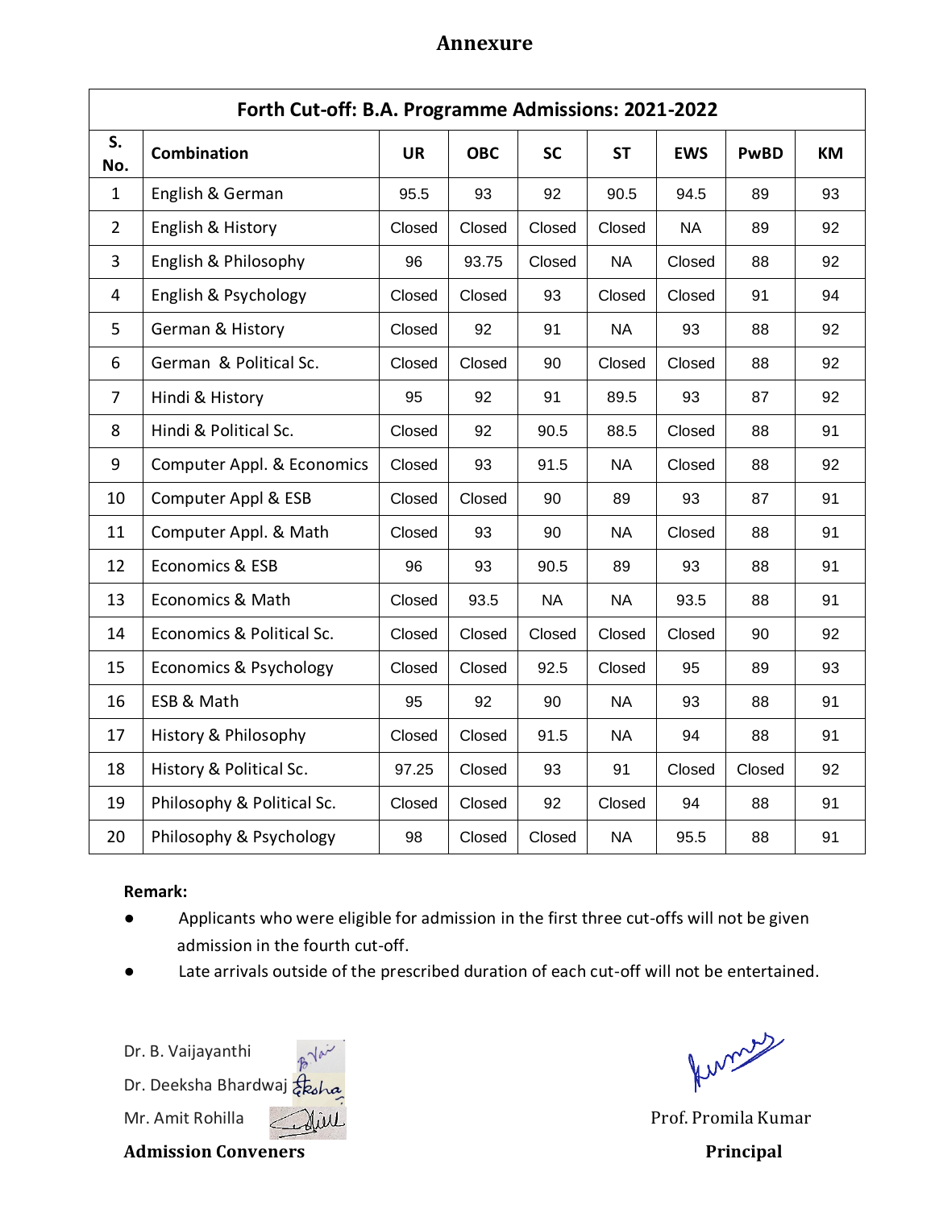# Annexure

| Forth Cut-off: B.A. Programme Admissions: 2021-2022 | | | | | | | | |
|---|---|---|---|---|---|---|---|---|
| S. No. | Combination | UR | OBC | SC | ST | EWS | PwBD | KM |
| 1 | English & German | 95.5 | 93 | 92 | 90.5 | 94.5 | 89 | 93 |
| 2 | English & History | Closed | Closed | Closed | Closed | NA | 89 | 92 |
| 3 | English & Philosophy | 96 | 93.75 | Closed | NA | Closed | 88 | 92 |
| 4 | English & Psychology | Closed | Closed | 93 | Closed | Closed | 91 | 94 |
| 5 | German & History | Closed | 92 | 91 | NA | 93 | 88 | 92 |
| 6 | German & Political Sc. | Closed | Closed | 90 | Closed | Closed | 88 | 92 |
| 7 | Hindi & History | 95 | 92 | 91 | 89.5 | 93 | 87 | 92 |
| 8 | Hindi & Political Sc. | Closed | 92 | 90.5 | 88.5 | Closed | 88 | 91 |
| 9 | Computer Appl. & Economics | Closed | 93 | 91.5 | NA | Closed | 88 | 92 |
| 10 | Computer Appl & ESB | Closed | Closed | 90 | 89 | 93 | 87 | 91 |
| 11 | Computer Appl. & Math | Closed | 93 | 90 | NA | Closed | 88 | 91 |
| 12 | Economics & ESB | 96 | 93 | 90.5 | 89 | 93 | 88 | 91 |
| 13 | Economics & Math | Closed | 93.5 | NA | NA | 93.5 | 88 | 91 |
| 14 | Economics & Political Sc. | Closed | Closed | Closed | Closed | Closed | 90 | 92 |
| 15 | Economics & Psychology | Closed | Closed | 92.5 | Closed | 95 | 89 | 93 |
| 16 | ESB & Math | 95 | 92 | 90 | NA | 93 | 88 | 91 |
| 17 | History & Philosophy | Closed | Closed | 91.5 | NA | 94 | 88 | 91 |
| 18 | History & Political Sc. | 97.25 | Closed | 93 | 91 | Closed | Closed | 92 |
| 19 | Philosophy & Political Sc. | Closed | Closed | 92 | Closed | 94 | 88 | 91 |
| 20 | Philosophy & Psychology | 98 | Closed | Closed | NA | 95.5 | 88 | 91 |

**Remark:**

- Applicants who were eligible for admission in the first three cut-offs will not be given admission in the fourth cut-off.
- Late arrivals outside of the prescribed duration of each cut-off will not be entertained.

Dr. B. Vaijayanthi
Dr. Deeksha Bhardwaj
Mr. Amit Rohilla
**Admission Conveners**

Prof. Promila Kumar
**Principal**